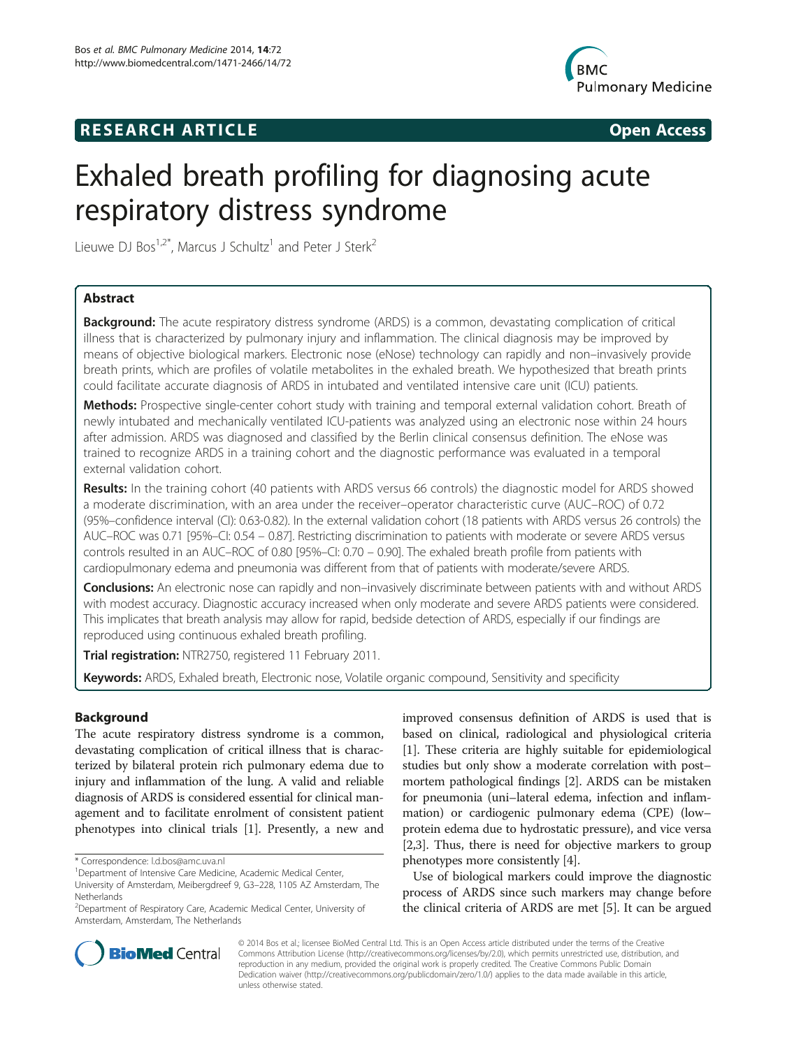RESEARCH ARTICLE Open Access

# Exhaled breath profiling for diagnosing acute respiratory distress syndrome

Lieuwe DJ Bos[1,2*], Marcus J Schultz[1] and Peter J Sterk[2]

## Abstract

**Background:** The acute respiratory distress syndrome (ARDS) is a common, devastating complication of critical illness that is characterized by pulmonary injury and inflammation. The clinical diagnosis may be improved by means of objective biological markers. Electronic nose (eNose) technology can rapidly and non–invasively provide breath prints, which are profiles of volatile metabolites in the exhaled breath. We hypothesized that breath prints could facilitate accurate diagnosis of ARDS in intubated and ventilated intensive care unit (ICU) patients.

**Methods:** Prospective single-center cohort study with training and temporal external validation cohort. Breath of newly intubated and mechanically ventilated ICU-patients was analyzed using an electronic nose within 24 hours after admission. ARDS was diagnosed and classified by the Berlin clinical consensus definition. The eNose was trained to recognize ARDS in a training cohort and the diagnostic performance was evaluated in a temporal external validation cohort.

**Results:** In the training cohort (40 patients with ARDS versus 66 controls) the diagnostic model for ARDS showed a moderate discrimination, with an area under the receiver–operator characteristic curve (AUC–ROC) of 0.72 (95%–confidence interval (CI): 0.63-0.82). In the external validation cohort (18 patients with ARDS versus 26 controls) the AUC–ROC was 0.71 [95%–CI: 0.54 – 0.87]. Restricting discrimination to patients with moderate or severe ARDS versus controls resulted in an AUC–ROC of 0.80 [95%–CI: 0.70 – 0.90]. The exhaled breath profile from patients with cardiopulmonary edema and pneumonia was different from that of patients with moderate/severe ARDS.

**Conclusions:** An electronic nose can rapidly and non–invasively discriminate between patients with and without ARDS with modest accuracy. Diagnostic accuracy increased when only moderate and severe ARDS patients were considered. This implicates that breath analysis may allow for rapid, bedside detection of ARDS, especially if our findings are reproduced using continuous exhaled breath profiling.

**Trial registration:** NTR2750, registered 11 February 2011.

**Keywords:** ARDS, Exhaled breath, Electronic nose, Volatile organic compound, Sensitivity and specificity

## Background

The acute respiratory distress syndrome is a common, devastating complication of critical illness that is characterized by bilateral protein rich pulmonary edema due to injury and inflammation of the lung. A valid and reliable diagnosis of ARDS is considered essential for clinical management and to facilitate enrolment of consistent patient phenotypes into clinical trials [1]. Presently, a new and improved consensus definition of ARDS is used that is based on clinical, radiological and physiological criteria [1]. These criteria are highly suitable for epidemiological studies but only show a moderate correlation with post–mortem pathological findings [2]. ARDS can be mistaken for pneumonia (uni–lateral edema, infection and inflammation) or cardiogenic pulmonary edema (CPE) (low–protein edema due to hydrostatic pressure), and vice versa [2,3]. Thus, there is need for objective markers to group phenotypes more consistently [4].

Use of biological markers could improve the diagnostic process of ARDS since such markers may change before the clinical criteria of ARDS are met [5]. It can be argued

\* Correspondence: l.d.bos@amc.uva.nl

[1]Department of Intensive Care Medicine, Academic Medical Center, University of Amsterdam, Meibergdreef 9, G3–228, 1105 AZ Amsterdam, The Netherlands

[2]Department of Respiratory Care, Academic Medical Center, University of Amsterdam, Amsterdam, The Netherlands

© 2014 Bos et al.; licensee BioMed Central Ltd. This is an Open Access article distributed under the terms of the Creative Commons Attribution License (http://creativecommons.org/licenses/by/2.0), which permits unrestricted use, distribution, and reproduction in any medium, provided the original work is properly credited. The Creative Commons Public Domain Dedication waiver (http://creativecommons.org/publicdomain/zero/1.0/) applies to the data made available in this article, unless otherwise stated.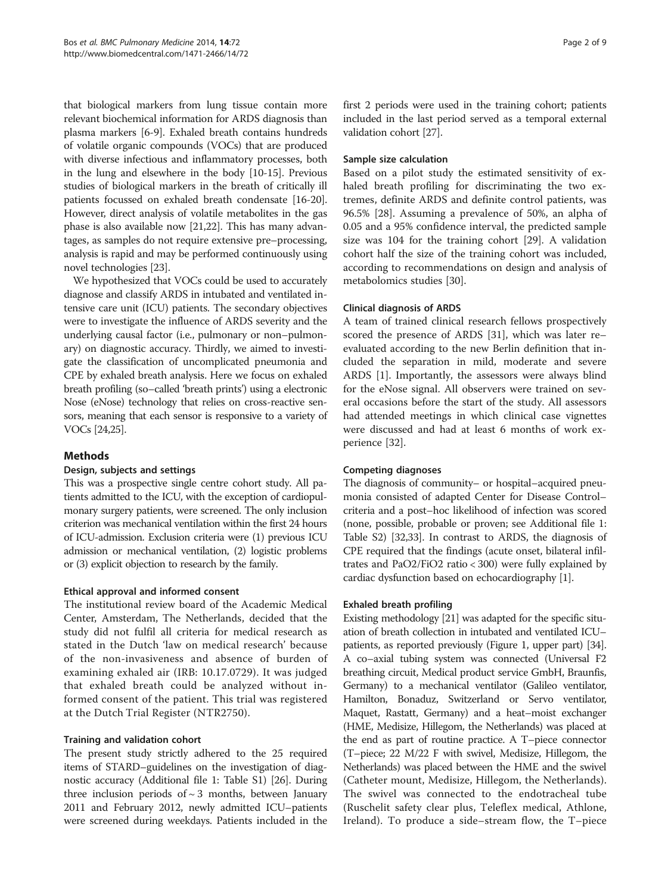that biological markers from lung tissue contain more relevant biochemical information for ARDS diagnosis than plasma markers [6-9]. Exhaled breath contains hundreds of volatile organic compounds (VOCs) that are produced with diverse infectious and inflammatory processes, both in the lung and elsewhere in the body [10-15]. Previous studies of biological markers in the breath of critically ill patients focussed on exhaled breath condensate [16-20]. However, direct analysis of volatile metabolites in the gas phase is also available now [21,22]. This has many advantages, as samples do not require extensive pre–processing, analysis is rapid and may be performed continuously using novel technologies [23].

We hypothesized that VOCs could be used to accurately diagnose and classify ARDS in intubated and ventilated intensive care unit (ICU) patients. The secondary objectives were to investigate the influence of ARDS severity and the underlying causal factor (i.e., pulmonary or non–pulmonary) on diagnostic accuracy. Thirdly, we aimed to investigate the classification of uncomplicated pneumonia and CPE by exhaled breath analysis. Here we focus on exhaled breath profiling (so–called 'breath prints') using a electronic Nose (eNose) technology that relies on cross-reactive sensors, meaning that each sensor is responsive to a variety of VOCs [24,25].

## Methods

### Design, subjects and settings

This was a prospective single centre cohort study. All patients admitted to the ICU, with the exception of cardiopulmonary surgery patients, were screened. The only inclusion criterion was mechanical ventilation within the first 24 hours of ICU-admission. Exclusion criteria were (1) previous ICU admission or mechanical ventilation, (2) logistic problems or (3) explicit objection to research by the family.

### Ethical approval and informed consent

The institutional review board of the Academic Medical Center, Amsterdam, The Netherlands, decided that the study did not fulfil all criteria for medical research as stated in the Dutch 'law on medical research' because of the non-invasiveness and absence of burden of examining exhaled air (IRB: 10.17.0729). It was judged that exhaled breath could be analyzed without informed consent of the patient. This trial was registered at the Dutch Trial Register (NTR2750).

### Training and validation cohort

The present study strictly adhered to the 25 required items of STARD–guidelines on the investigation of diagnostic accuracy (Additional file 1: Table S1) [26]. During three inclusion periods of ~ 3 months, between January 2011 and February 2012, newly admitted ICU–patients were screened during weekdays. Patients included in the first 2 periods were used in the training cohort; patients included in the last period served as a temporal external validation cohort [27].

### Sample size calculation

Based on a pilot study the estimated sensitivity of exhaled breath profiling for discriminating the two extremes, definite ARDS and definite control patients, was 96.5% [28]. Assuming a prevalence of 50%, an alpha of 0.05 and a 95% confidence interval, the predicted sample size was 104 for the training cohort [29]. A validation cohort half the size of the training cohort was included, according to recommendations on design and analysis of metabolomics studies [30].

### Clinical diagnosis of ARDS

A team of trained clinical research fellows prospectively scored the presence of ARDS [31], which was later re–evaluated according to the new Berlin definition that included the separation in mild, moderate and severe ARDS [1]. Importantly, the assessors were always blind for the eNose signal. All observers were trained on several occasions before the start of the study. All assessors had attended meetings in which clinical case vignettes were discussed and had at least 6 months of work experience [32].

### Competing diagnoses

The diagnosis of community– or hospital–acquired pneumonia consisted of adapted Center for Disease Control–criteria and a post–hoc likelihood of infection was scored (none, possible, probable or proven; see Additional file 1: Table S2) [32,33]. In contrast to ARDS, the diagnosis of CPE required that the findings (acute onset, bilateral infiltrates and $PaO_2/FiO_2$ ratio < 300) were fully explained by cardiac dysfunction based on echocardiography [1].

### Exhaled breath profiling

Existing methodology [21] was adapted for the specific situation of breath collection in intubated and ventilated ICU–patients, as reported previously (Figure 1, upper part) [34]. A co–axial tubing system was connected (Universal F2 breathing circuit, Medical product service GmbH, Braunfis, Germany) to a mechanical ventilator (Galileo ventilator, Hamilton, Bonaduz, Switzerland or Servo ventilator, Maquet, Rastatt, Germany) and a heat–moist exchanger (HME, Medisize, Hillegom, the Netherlands) was placed at the end as part of routine practice. A T–piece connector (T–piece; 22 M/22 F with swivel, Medisize, Hillegom, the Netherlands) was placed between the HME and the swivel (Catheter mount, Medisize, Hillegom, the Netherlands). The swivel was connected to the endotracheal tube (Ruschelit safety clear plus, Teleflex medical, Athlone, Ireland). To produce a side–stream flow, the T–piece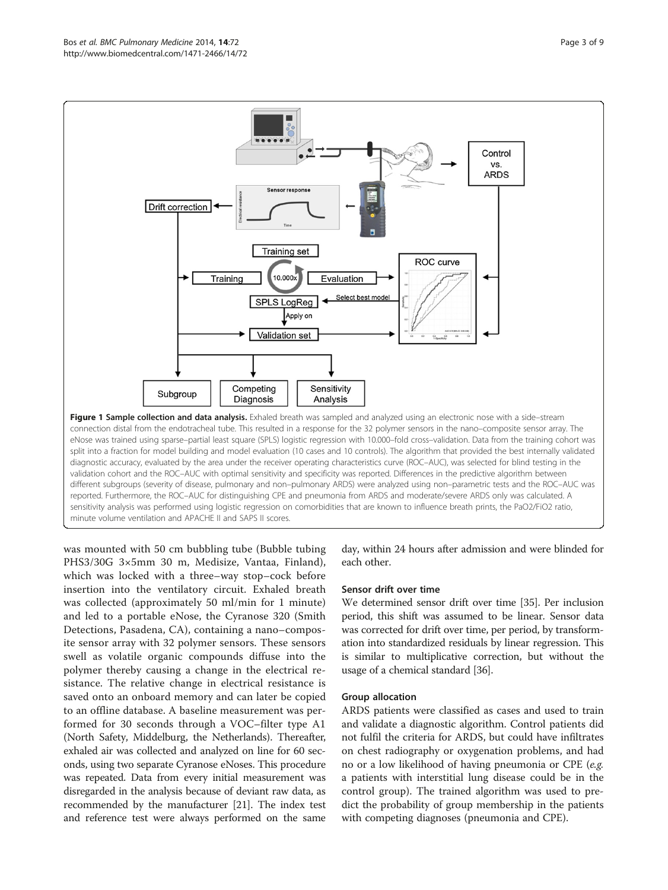**Figure 1 Sample collection and data analysis.** Exhaled breath was sampled and analyzed using an electronic nose with a side–stream connection distal from the endotracheal tube. This resulted in a response for the 32 polymer sensors in the nano–composite sensor array. The eNose was trained using sparse–partial least square (SPLS) logistic regression with 10.000–fold cross–validation. Data from the training cohort was split into a fraction for model building and model evaluation (10 cases and 10 controls). The algorithm that provided the best internally validated diagnostic accuracy, evaluated by the area under the receiver operating characteristics curve (ROC–AUC), was selected for blind testing in the validation cohort and the ROC–AUC with optimal sensitivity and specificity was reported. Differences in the predictive algorithm between different subgroups (severity of disease, pulmonary and non–pulmonary ARDS) were analyzed using non–parametric tests and the ROC–AUC was reported. Furthermore, the ROC–AUC for distinguishing CPE and pneumonia from ARDS and moderate/severe ARDS only was calculated. A sensitivity analysis was performed using logistic regression on comorbidities that are known to influence breath prints, the $PaO_2/FiO_2$ ratio, minute volume ventilation and APACHE II and SAPS II scores.

was mounted with 50 cm bubbling tube (Bubble tubing PHS3/30G 3×5mm 30 m, Medisize, Vantaa, Finland), which was locked with a three–way stop–cock before insertion into the ventilatory circuit. Exhaled breath was collected (approximately 50 ml/min for 1 minute) and led to a portable eNose, the Cyranose 320 (Smith Detections, Pasadena, CA), containing a nano–composite sensor array with 32 polymer sensors. These sensors swell as volatile organic compounds diffuse into the polymer thereby causing a change in the electrical resistance. The relative change in electrical resistance is saved onto an onboard memory and can later be copied to an offline database. A baseline measurement was performed for 30 seconds through a VOC–filter type A1 (North Safety, Middelburg, the Netherlands). Thereafter, exhaled air was collected and analyzed on line for 60 seconds, using two separate Cyranose eNoses. This procedure was repeated. Data from every initial measurement was disregarded in the analysis because of deviant raw data, as recommended by the manufacturer [21]. The index test and reference test were always performed on the same day, within 24 hours after admission and were blinded for each other.

### Sensor drift over time

We determined sensor drift over time [35]. Per inclusion period, this shift was assumed to be linear. Sensor data was corrected for drift over time, per period, by transformation into standardized residuals by linear regression. This is similar to multiplicative correction, but without the usage of a chemical standard [36].

### Group allocation

ARDS patients were classified as cases and used to train and validate a diagnostic algorithm. Control patients did not fulfil the criteria for ARDS, but could have infiltrates on chest radiography or oxygenation problems, and had no or a low likelihood of having pneumonia or CPE (*e.g.* a patients with interstitial lung disease could be in the control group). The trained algorithm was used to predict the probability of group membership in the patients with competing diagnoses (pneumonia and CPE).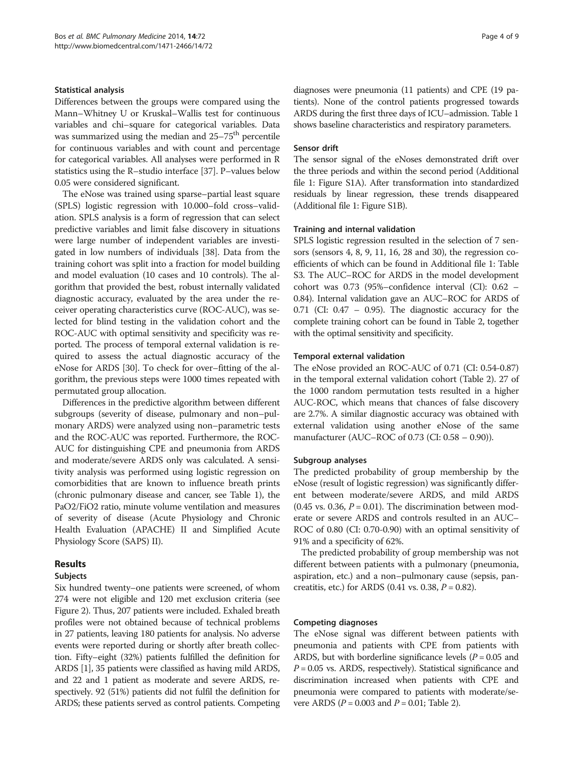### Statistical analysis

Differences between the groups were compared using the Mann–Whitney U or Kruskal–Wallis test for continuous variables and chi–square for categorical variables. Data was summarized using the median and 25–75[th] percentile for continuous variables and with count and percentage for categorical variables. All analyses were performed in R statistics using the R–studio interface [37]. P–values below 0.05 were considered significant.

The eNose was trained using sparse–partial least square (SPLS) logistic regression with 10.000–fold cross–validation. SPLS analysis is a form of regression that can select predictive variables and limit false discovery in situations were large number of independent variables are investigated in low numbers of individuals [38]. Data from the training cohort was split into a fraction for model building and model evaluation (10 cases and 10 controls). The algorithm that provided the best, robust internally validated diagnostic accuracy, evaluated by the area under the receiver operating characteristics curve (ROC-AUC), was selected for blind testing in the validation cohort and the ROC-AUC with optimal sensitivity and specificity was reported. The process of temporal external validation is required to assess the actual diagnostic accuracy of the eNose for ARDS [30]. To check for over–fitting of the algorithm, the previous steps were 1000 times repeated with permutated group allocation.

Differences in the predictive algorithm between different subgroups (severity of disease, pulmonary and non–pulmonary ARDS) were analyzed using non–parametric tests and the ROC-AUC was reported. Furthermore, the ROC-AUC for distinguishing CPE and pneumonia from ARDS and moderate/severe ARDS only was calculated. A sensitivity analysis was performed using logistic regression on comorbidities that are known to influence breath prints (chronic pulmonary disease and cancer, see Table 1), the PaO2/FiO2 ratio, minute volume ventilation and measures of severity of disease (Acute Physiology and Chronic Health Evaluation (APACHE) II and Simplified Acute Physiology Score (SAPS) II).

## Results

### Subjects

Six hundred twenty–one patients were screened, of whom 274 were not eligible and 120 met exclusion criteria (see Figure 2). Thus, 207 patients were included. Exhaled breath profiles were not obtained because of technical problems in 27 patients, leaving 180 patients for analysis. No adverse events were reported during or shortly after breath collection. Fifty–eight (32%) patients fulfilled the definition for ARDS [1], 35 patients were classified as having mild ARDS, and 22 and 1 patient as moderate and severe ARDS, respectively. 92 (51%) patients did not fulfil the definition for ARDS; these patients served as control patients. Competing diagnoses were pneumonia (11 patients) and CPE (19 patients). None of the control patients progressed towards ARDS during the first three days of ICU–admission. Table 1 shows baseline characteristics and respiratory parameters.

### Sensor drift

The sensor signal of the eNoses demonstrated drift over the three periods and within the second period (Additional file 1: Figure S1A). After transformation into standardized residuals by linear regression, these trends disappeared (Additional file 1: Figure S1B).

### Training and internal validation

SPLS logistic regression resulted in the selection of 7 sensors (sensors 4, 8, 9, 11, 16, 28 and 30), the regression coefficients of which can be found in Additional file 1: Table S3. The AUC–ROC for ARDS in the model development cohort was 0.73 (95%–confidence interval (CI): 0.62 – 0.84). Internal validation gave an AUC–ROC for ARDS of 0.71 (CI: 0.47 – 0.95). The diagnostic accuracy for the complete training cohort can be found in Table 2, together with the optimal sensitivity and specificity.

### Temporal external validation

The eNose provided an ROC-AUC of 0.71 (CI: 0.54-0.87) in the temporal external validation cohort (Table 2). 27 of the 1000 random permutation tests resulted in a higher AUC-ROC, which means that chances of false discovery are 2.7%. A similar diagnostic accuracy was obtained with external validation using another eNose of the same manufacturer (AUC–ROC of 0.73 (CI: 0.58 – 0.90)).

### Subgroup analyses

The predicted probability of group membership by the eNose (result of logistic regression) was significantly different between moderate/severe ARDS, and mild ARDS (0.45 vs. 0.36, $P = 0.01$). The discrimination between moderate or severe ARDS and controls resulted in an AUC–ROC of 0.80 (CI: 0.70-0.90) with an optimal sensitivity of 91% and a specificity of 62%.

The predicted probability of group membership was not different between patients with a pulmonary (pneumonia, aspiration, etc.) and a non–pulmonary cause (sepsis, pancreatitis, etc.) for ARDS (0.41 vs. 0.38, $P = 0.82$).

### Competing diagnoses

The eNose signal was different between patients with pneumonia and patients with CPE from patients with ARDS, but with borderline significance levels ($P = 0.05$ and $P = 0.05$ vs. ARDS, respectively). Statistical significance and discrimination increased when patients with CPE and pneumonia were compared to patients with moderate/severe ARDS ($P = 0.003$ and $P = 0.01$; Table 2).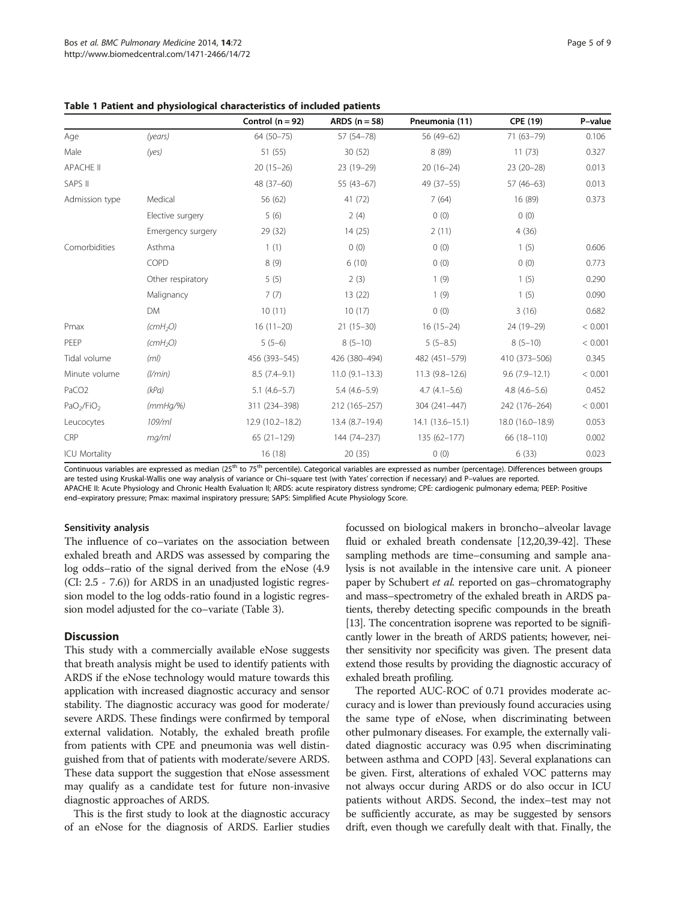**Table 1 Patient and physiological characteristics of included patients**

| | | Control (n = 92) | ARDS (n = 58) | Pneumonia (11) | CPE (19) | P–value |
|---|---|---|---|---|---|---|
| Age | (years) | 64 (50–75) | 57 (54–78) | 56 (49–62) | 71 (63–79) | 0.106 |
| Male | (yes) | 51 (55) | 30 (52) | 8 (89) | 11 (73) | 0.327 |
| APACHE II | | 20 (15–26) | 23 (19–29) | 20 (16–24) | 23 (20–28) | 0.013 |
| SAPS II | | 48 (37–60) | 55 (43–67) | 49 (37–55) | 57 (46–63) | 0.013 |
| Admission type | Medical | 56 (62) | 41 (72) | 7 (64) | 16 (89) | 0.373 |
| | Elective surgery | 5 (6) | 2 (4) | 0 (0) | 0 (0) | |
| | Emergency surgery | 29 (32) | 14 (25) | 2 (11) | 4 (36) | |
| Comorbidities | Asthma | 1 (1) | 0 (0) | 0 (0) | 1 (5) | 0.606 |
| | COPD | 8 (9) | 6 (10) | 0 (0) | 0 (0) | 0.773 |
| | Other respiratory | 5 (5) | 2 (3) | 1 (9) | 1 (5) | 0.290 |
| | Malignancy | 7 (7) | 13 (22) | 1 (9) | 1 (5) | 0.090 |
| | DM | 10 (11) | 10 (17) | 0 (0) | 3 (16) | 0.682 |
| Pmax | ($cmH_2O$) | 16 (11–20) | 21 (15–30) | 16 (15–24) | 24 (19–29) | < 0.001 |
| PEEP | ($cmH_2O$) | 5 (5–6) | 8 (5–10) | 5 (5–8.5) | 8 (5–10) | < 0.001 |
| Tidal volume | (ml) | 456 (393–545) | 426 (380–494) | 482 (451–579) | 410 (373–506) | 0.345 |
| Minute volume | (l/min) | 8.5 (7.4–9.1) | 11.0 (9.1–13.3) | 11.3 (9.8–12.6) | 9.6 (7.9–12.1) | < 0.001 |
| $PaCO_2$ | (kPa) | 5.1 (4.6–5.7) | 5.4 (4.6–5.9) | 4.7 (4.1–5.6) | 4.8 (4.6–5.6) | 0.452 |
| $PaO_2/FiO_2$ | (mmHg/%) | 311 (234–398) | 212 (165–257) | 304 (241–447) | 242 (176–264) | < 0.001 |
| Leucocytes | 109/ml | 12.9 (10.2–18.2) | 13.4 (8.7–19.4) | 14.1 (13.6–15.1) | 18.0 (16.0–18.9) | 0.053 |
| CRP | mg/ml | 65 (21–129) | 144 (74–237) | 135 (62–177) | 66 (18–110) | 0.002 |
| ICU Mortality | | 16 (18) | 20 (35) | 0 (0) | 6 (33) | 0.023 |

Continuous variables are expressed as median (25[th] to 75[th] percentile). Categorical variables are expressed as number (percentage). Differences between groups are tested using Kruskal-Wallis one way analysis of variance or Chi–square test (with Yates' correction if necessary) and P–values are reported.
APACHE II: Acute Physiology and Chronic Health Evaluation II; ARDS: acute respiratory distress syndrome; CPE: cardiogenic pulmonary edema; PEEP: Positive end–expiratory pressure; Pmax: maximal inspiratory pressure; SAPS: Simplified Acute Physiology Score.

#### Sensitivity analysis

The influence of co–variates on the association between exhaled breath and ARDS was assessed by comparing the log odds–ratio of the signal derived from the eNose (4.9 (CI: 2.5 - 7.6)) for ARDS in an unadjusted logistic regression model to the log odds-ratio found in a logistic regression model adjusted for the co–variate (Table 3).

## Discussion

This study with a commercially available eNose suggests that breath analysis might be used to identify patients with ARDS if the eNose technology would mature towards this application with increased diagnostic accuracy and sensor stability. The diagnostic accuracy was good for moderate/severe ARDS. These findings were confirmed by temporal external validation. Notably, the exhaled breath profile from patients with CPE and pneumonia was well distinguished from that of patients with moderate/severe ARDS. These data support the suggestion that eNose assessment may qualify as a candidate test for future non-invasive diagnostic approaches of ARDS.

This is the first study to look at the diagnostic accuracy of an eNose for the diagnosis of ARDS. Earlier studies focussed on biological makers in broncho–alveolar lavage fluid or exhaled breath condensate [12,20,39-42]. These sampling methods are time–consuming and sample analysis is not available in the intensive care unit. A pioneer paper by Schubert *et al.* reported on gas–chromatography and mass–spectrometry of the exhaled breath in ARDS patients, thereby detecting specific compounds in the breath [13]. The concentration isoprene was reported to be significantly lower in the breath of ARDS patients; however, neither sensitivity nor specificity was given. The present data extend those results by providing the diagnostic accuracy of exhaled breath profiling.

The reported AUC-ROC of 0.71 provides moderate accuracy and is lower than previously found accuracies using the same type of eNose, when discriminating between other pulmonary diseases. For example, the externally validated diagnostic accuracy was 0.95 when discriminating between asthma and COPD [43]. Several explanations can be given. First, alterations of exhaled VOC patterns may not always occur during ARDS or do also occur in ICU patients without ARDS. Second, the index–test may not be sufficiently accurate, as may be suggested by sensors drift, even though we carefully dealt with that. Finally, the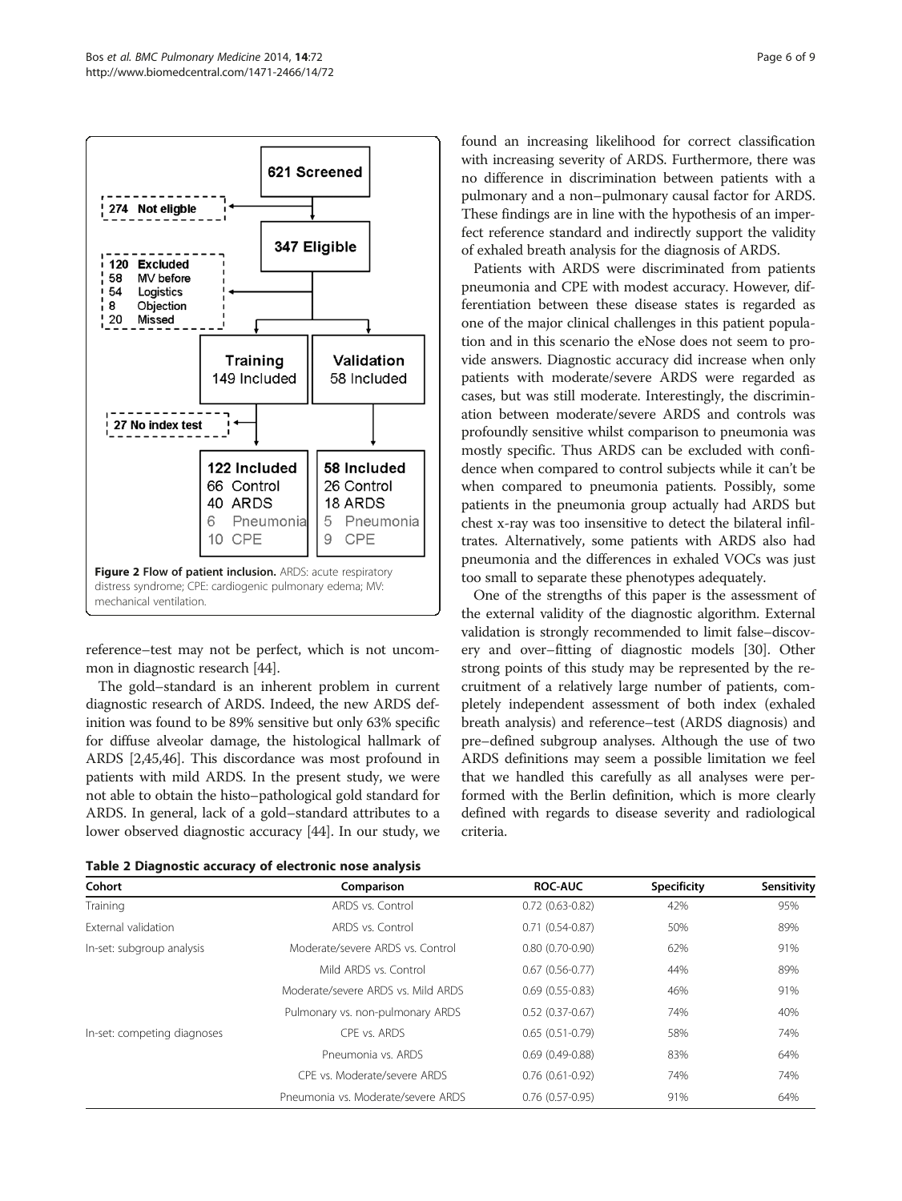621 Screened

274 Not eligible

347 Eligible

120 Excluded
58 MV before
54 Logistics
8 Objection
20 Missed

Training
149 Included

Validation
58 Included

27 No index test

122 Included
66 Control
40 ARDS
6 Pneumonia
10 CPE

58 Included
26 Control
18 ARDS
5 Pneumonia
9 CPE

**Figure 2 Flow of patient inclusion.** ARDS: acute respiratory distress syndrome; CPE: cardiogenic pulmonary edema; MV: mechanical ventilation.

reference–test may not be perfect, which is not uncommon in diagnostic research [44].

The gold–standard is an inherent problem in current diagnostic research of ARDS. Indeed, the new ARDS definition was found to be 89% sensitive but only 63% specific for diffuse alveolar damage, the histological hallmark of ARDS [2,45,46]. This discordance was most profound in patients with mild ARDS. In the present study, we were not able to obtain the histo–pathological gold standard for ARDS. In general, lack of a gold–standard attributes to a lower observed diagnostic accuracy [44]. In our study, we found an increasing likelihood for correct classification with increasing severity of ARDS. Furthermore, there was no difference in discrimination between patients with a pulmonary and a non–pulmonary causal factor for ARDS. These findings are in line with the hypothesis of an imperfect reference standard and indirectly support the validity of exhaled breath analysis for the diagnosis of ARDS.

Patients with ARDS were discriminated from patients pneumonia and CPE with modest accuracy. However, differentiation between these disease states is regarded as one of the major clinical challenges in this patient population and in this scenario the eNose does not seem to provide answers. Diagnostic accuracy did increase when only patients with moderate/severe ARDS were regarded as cases, but was still moderate. Interestingly, the discrimination between moderate/severe ARDS and controls was profoundly sensitive whilst comparison to pneumonia was mostly specific. Thus ARDS can be excluded with confidence when compared to control subjects while it can't be when compared to pneumonia patients. Possibly, some patients in the pneumonia group actually had ARDS but chest x-ray was too insensitive to detect the bilateral infiltrates. Alternatively, some patients with ARDS also had pneumonia and the differences in exhaled VOCs was just too small to separate these phenotypes adequately.

One of the strengths of this paper is the assessment of the external validity of the diagnostic algorithm. External validation is strongly recommended to limit false–discovery and over–fitting of diagnostic models [30]. Other strong points of this study may be represented by the recruitment of a relatively large number of patients, completely independent assessment of both index (exhaled breath analysis) and reference–test (ARDS diagnosis) and pre–defined subgroup analyses. Although the use of two ARDS definitions may seem a possible limitation we feel that we handled this carefully as all analyses were performed with the Berlin definition, which is more clearly defined with regards to disease severity and radiological criteria.

**Table 2 Diagnostic accuracy of electronic nose analysis**

| Cohort | Comparison | ROC-AUC | Specificity | Sensitivity |
|---|---|---|---|---|
| Training | ARDS vs. Control | 0.72 (0.63-0.82) | 42% | 95% |
| External validation | ARDS vs. Control | 0.71 (0.54-0.87) | 50% | 89% |
| In-set: subgroup analysis | Moderate/severe ARDS vs. Control | 0.80 (0.70-0.90) | 62% | 91% |
| | Mild ARDS vs. Control | 0.67 (0.56-0.77) | 44% | 89% |
| | Moderate/severe ARDS vs. Mild ARDS | 0.69 (0.55-0.83) | 46% | 91% |
| | Pulmonary vs. non-pulmonary ARDS | 0.52 (0.37-0.67) | 74% | 40% |
| In-set: competing diagnoses | CPE vs. ARDS | 0.65 (0.51-0.79) | 58% | 74% |
| | Pneumonia vs. ARDS | 0.69 (0.49-0.88) | 83% | 64% |
| | CPE vs. Moderate/severe ARDS | 0.76 (0.61-0.92) | 74% | 74% |
| | Pneumonia vs. Moderate/severe ARDS | 0.76 (0.57-0.95) | 91% | 64% |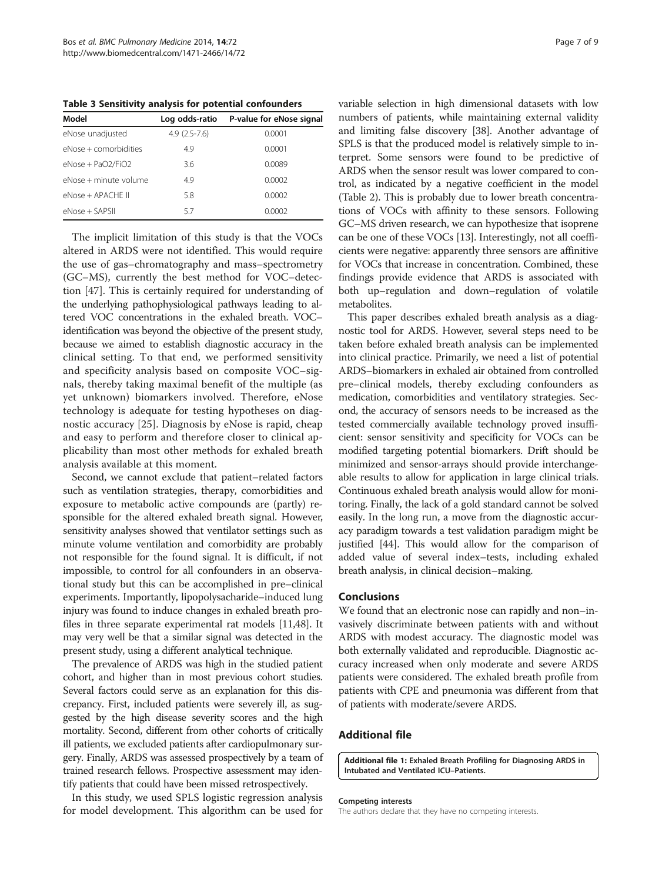**Table 3 Sensitivity analysis for potential confounders**

| Model | Log odds-ratio | P-value for eNose signal |
|---|---|---|
| eNose unadjusted | 4.9 (2.5-7.6) | 0.0001 |
| eNose + comorbidities | 4.9 | 0.0001 |
| eNose + PaO2/FiO2 | 3.6 | 0.0089 |
| eNose + minute volume | 4.9 | 0.0002 |
| eNose + APACHE II | 5.8 | 0.0002 |
| eNose + SAPSII | 5.7 | 0.0002 |

The implicit limitation of this study is that the VOCs altered in ARDS were not identified. This would require the use of gas–chromatography and mass–spectrometry (GC–MS), currently the best method for VOC–detection [47]. This is certainly required for understanding of the underlying pathophysiological pathways leading to altered VOC concentrations in the exhaled breath. VOC–identification was beyond the objective of the present study, because we aimed to establish diagnostic accuracy in the clinical setting. To that end, we performed sensitivity and specificity analysis based on composite VOC–signals, thereby taking maximal benefit of the multiple (as yet unknown) biomarkers involved. Therefore, eNose technology is adequate for testing hypotheses on diagnostic accuracy [25]. Diagnosis by eNose is rapid, cheap and easy to perform and therefore closer to clinical applicability than most other methods for exhaled breath analysis available at this moment.

Second, we cannot exclude that patient–related factors such as ventilation strategies, therapy, comorbidities and exposure to metabolic active compounds are (partly) responsible for the altered exhaled breath signal. However, sensitivity analyses showed that ventilator settings such as minute volume ventilation and comorbidity are probably not responsible for the found signal. It is difficult, if not impossible, to control for all confounders in an observational study but this can be accomplished in pre–clinical experiments. Importantly, lipopolysacharide–induced lung injury was found to induce changes in exhaled breath profiles in three separate experimental rat models [11,48]. It may very well be that a similar signal was detected in the present study, using a different analytical technique.

The prevalence of ARDS was high in the studied patient cohort, and higher than in most previous cohort studies. Several factors could serve as an explanation for this discrepancy. First, included patients were severely ill, as suggested by the high disease severity scores and the high mortality. Second, different from other cohorts of critically ill patients, we excluded patients after cardiopulmonary surgery. Finally, ARDS was assessed prospectively by a team of trained research fellows. Prospective assessment may identify patients that could have been missed retrospectively.

In this study, we used SPLS logistic regression analysis for model development. This algorithm can be used for variable selection in high dimensional datasets with low numbers of patients, while maintaining external validity and limiting false discovery [38]. Another advantage of SPLS is that the produced model is relatively simple to interpret. Some sensors were found to be predictive of ARDS when the sensor result was lower compared to control, as indicated by a negative coefficient in the model (Table 2). This is probably due to lower breath concentrations of VOCs with affinity to these sensors. Following GC–MS driven research, we can hypothesize that isoprene can be one of these VOCs [13]. Interestingly, not all coefficients were negative: apparently three sensors are affinitive for VOCs that increase in concentration. Combined, these findings provide evidence that ARDS is associated with both up–regulation and down–regulation of volatile metabolites.

This paper describes exhaled breath analysis as a diagnostic tool for ARDS. However, several steps need to be taken before exhaled breath analysis can be implemented into clinical practice. Primarily, we need a list of potential ARDS–biomarkers in exhaled air obtained from controlled pre–clinical models, thereby excluding confounders as medication, comorbidities and ventilatory strategies. Second, the accuracy of sensors needs to be increased as the tested commercially available technology proved insufficient: sensor sensitivity and specificity for VOCs can be modified targeting potential biomarkers. Drift should be minimized and sensor-arrays should provide interchangeable results to allow for application in large clinical trials. Continuous exhaled breath analysis would allow for monitoring. Finally, the lack of a gold standard cannot be solved easily. In the long run, a move from the diagnostic accuracy paradigm towards a test validation paradigm might be justified [44]. This would allow for the comparison of added value of several index–tests, including exhaled breath analysis, in clinical decision–making.

## Conclusions

We found that an electronic nose can rapidly and non–invasively discriminate between patients with and without ARDS with modest accuracy. The diagnostic model was both externally validated and reproducible. Diagnostic accuracy increased when only moderate and severe ARDS patients were considered. The exhaled breath profile from patients with CPE and pneumonia was different from that of patients with moderate/severe ARDS.

## Additional file

**Additional file 1: Exhaled Breath Profiling for Diagnosing ARDS in Intubated and Ventilated ICU–Patients.**

#### Competing interests

The authors declare that they have no competing interests.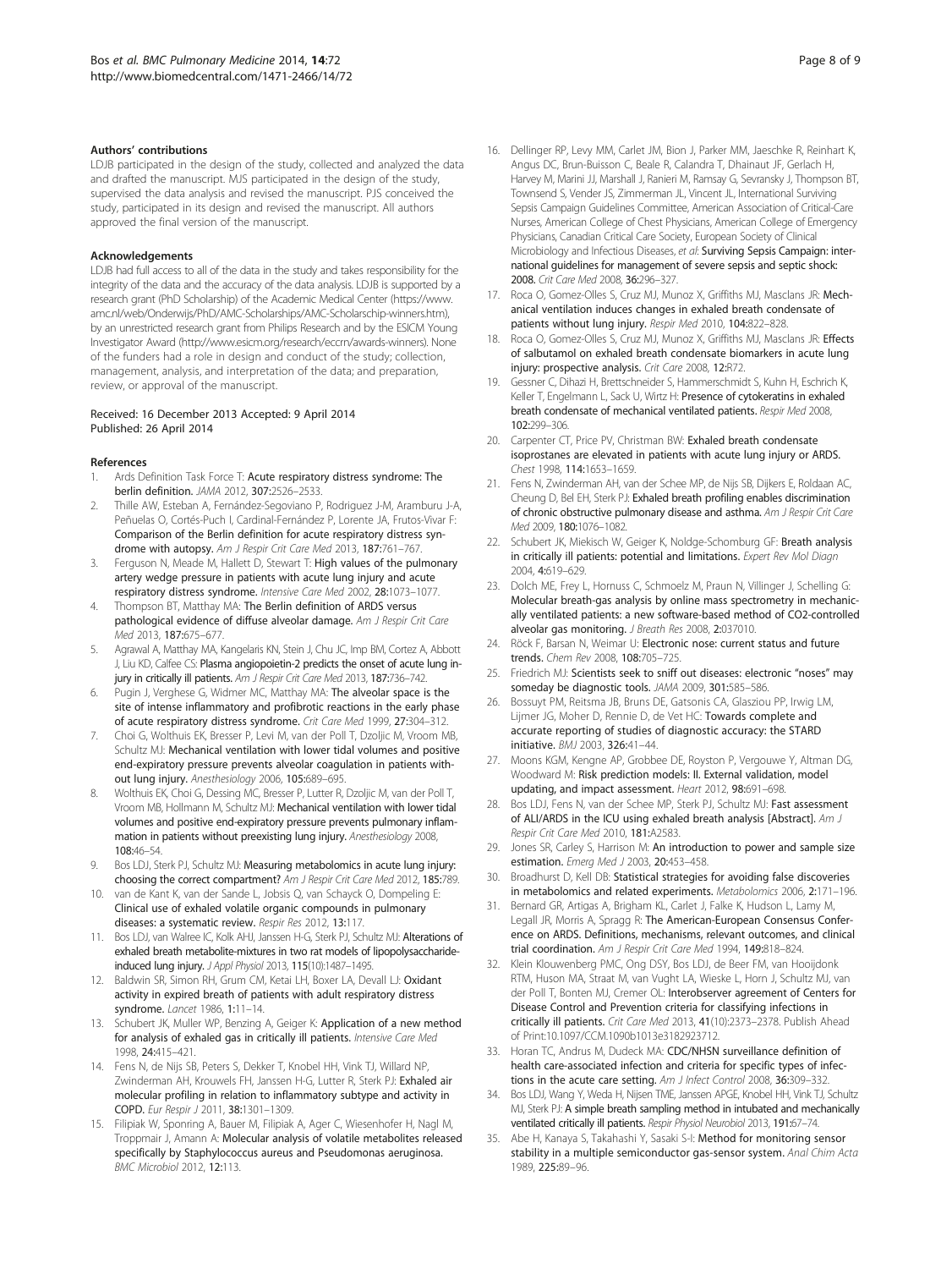### Authors' contributions

LDJB participated in the design of the study, collected and analyzed the data and drafted the manuscript. MJS participated in the design of the study, supervised the data analysis and revised the manuscript. PJS conceived the study, participated in its design and revised the manuscript. All authors approved the final version of the manuscript.

### Acknowledgements

LDJB had full access to all of the data in the study and takes responsibility for the integrity of the data and the accuracy of the data analysis. LDJB is supported by a research grant (PhD Scholarship) of the Academic Medical Center (https://www.amc.nl/web/Onderwijs/PhD/AMC-Scholarships/AMC-Scholarschip-winners.htm), by an unrestricted research grant from Philips Research and by the ESICM Young Investigator Award (http://www.esicm.org/research/eccrn/awards-winners). None of the funders had a role in design and conduct of the study; collection, management, analysis, and interpretation of the data; and preparation, review, or approval of the manuscript.

Received: 16 December 2013 Accepted: 9 April 2014
Published: 26 April 2014

### References

1. Ards Definition Task Force T: **Acute respiratory distress syndrome: The berlin definition.** *JAMA* 2012, **307:**2526–2533.
2. Thille AW, Esteban A, Fernández-Segoviano P, Rodriguez J-M, Aramburu J-A, Peñuelas O, Cortés-Puch I, Cardinal-Fernández P, Lorente JA, Frutos-Vivar F: **Comparison of the Berlin definition for acute respiratory distress syndrome with autopsy.** *Am J Respir Crit Care Med* 2013, **187:**761–767.
3. Ferguson N, Meade M, Hallett D, Stewart T: **High values of the pulmonary artery wedge pressure in patients with acute lung injury and acute respiratory distress syndrome.** *Intensive Care Med* 2002, **28:**1073–1077.
4. Thompson BT, Matthay MA: **The Berlin definition of ARDS versus pathological evidence of diffuse alveolar damage.** *Am J Respir Crit Care Med* 2013, **187:**675–677.
5. Agrawal A, Matthay MA, Kangelaris KN, Stein J, Chu JC, Imp BM, Cortez A, Abbott J, Liu KD, Calfee CS: **Plasma angiopoietin-2 predicts the onset of acute lung injury in critically ill patients.** *Am J Respir Crit Care Med* 2013, **187:**736–742.
6. Pugin J, Verghese G, Widmer MC, Matthay MA: **The alveolar space is the site of intense inflammatory and profibrotic reactions in the early phase of acute respiratory distress syndrome.** *Crit Care Med* 1999, **27:**304–312.
7. Choi G, Wolthuis EK, Bresser P, Levi M, van der Poll T, Dzoljic M, Vroom MB, Schultz MJ: **Mechanical ventilation with lower tidal volumes and positive end-expiratory pressure prevents alveolar coagulation in patients without lung injury.** *Anesthesiology* 2006, **105:**689–695.
8. Wolthuis EK, Choi G, Dessing MC, Bresser P, Lutter R, Dzoljic M, van der Poll T, Vroom MB, Hollmann M, Schultz MJ: **Mechanical ventilation with lower tidal volumes and positive end-expiratory pressure prevents pulmonary inflammation in patients without preexisting lung injury.** *Anesthesiology* 2008, **108:**46–54.
9. Bos LDJ, Sterk PJ, Schultz MJ: **Measuring metabolomics in acute lung injury: choosing the correct compartment?** *Am J Respir Crit Care Med* 2012, **185:**789.
10. van de Kant K, van der Sande L, Jobsis Q, van Schayck O, Dompeling E: **Clinical use of exhaled volatile organic compounds in pulmonary diseases: a systematic review.** *Respir Res* 2012, **13:**117.
11. Bos LDJ, van Walree IC, Kolk AHJ, Janssen H-G, Sterk PJ, Schultz MJ: **Alterations of exhaled breath metabolite-mixtures in two rat models of lipopolysaccharide-induced lung injury.** *J Appl Physiol* 2013, **115**(10):1487–1495.
12. Baldwin SR, Simon RH, Grum CM, Ketai LH, Boxer LA, Devall LJ: **Oxidant activity in expired breath of patients with adult respiratory distress syndrome.** *Lancet* 1986, **1:**11–14.
13. Schubert JK, Muller WP, Benzing A, Geiger K: **Application of a new method for analysis of exhaled gas in critically ill patients.** *Intensive Care Med* 1998, **24:**415–421.
14. Fens N, de Nijs SB, Peters S, Dekker T, Knobel HH, Vink TJ, Willard NP, Zwinderman AH, Krouwels FH, Janssen H-G, Lutter R, Sterk PJ: **Exhaled air molecular profiling in relation to inflammatory subtype and activity in COPD.** *Eur Respir J* 2011, **38:**1301–1309.
15. Filipiak W, Sponring A, Bauer M, Filipiak A, Ager C, Wiesenhofer H, Nagl M, Troppmair J, Amann A: **Molecular analysis of volatile metabolites released specifically by Staphylococcus aureus and Pseudomonas aeruginosa.** *BMC Microbiol* 2012, **12:**113.
16. Dellinger RP, Levy MM, Carlet JM, Bion J, Parker MM, Jaeschke R, Reinhart K, Angus DC, Brun-Buisson C, Beale R, Calandra T, Dhainaut JF, Gerlach H, Harvey M, Marini JJ, Marshall J, Ranieri M, Ramsay G, Sevransky J, Thompson BT, Townsend S, Vender JS, Zimmerman JL, Vincent JL, International Surviving Sepsis Campaign Guidelines Committee, American Association of Critical-Care Nurses, American College of Chest Physicians, American College of Emergency Physicians, Canadian Critical Care Society, European Society of Clinical Microbiology and Infectious Diseases, *et al*: **Surviving Sepsis Campaign: international guidelines for management of severe sepsis and septic shock: 2008.** *Crit Care Med* 2008, **36:**296–327.
17. Roca O, Gomez-Olles S, Cruz MJ, Munoz X, Griffiths MJ, Masclans JR: **Mechanical ventilation induces changes in exhaled breath condensate of patients without lung injury.** *Respir Med* 2010, **104:**822–828.
18. Roca O, Gomez-Olles S, Cruz MJ, Munoz X, Griffiths MJ, Masclans JR: **Effects of salbutamol on exhaled breath condensate biomarkers in acute lung injury: prospective analysis.** *Crit Care* 2008, **12:**R72.
19. Gessner C, Dihazi H, Brettschneider S, Hammerschmidt S, Kuhn H, Eschrich K, Keller T, Engelmann L, Sack U, Wirtz H: **Presence of cytokeratins in exhaled breath condensate of mechanical ventilated patients.** *Respir Med* 2008, **102:**299–306.
20. Carpenter CT, Price PV, Christman BW: **Exhaled breath condensate isoprostanes are elevated in patients with acute lung injury or ARDS.** *Chest* 1998, **114:**1653–1659.
21. Fens N, Zwinderman AH, van der Schee MP, de Nijs SB, Dijkers E, Roldaan AC, Cheung D, Bel EH, Sterk PJ: **Exhaled breath profiling enables discrimination of chronic obstructive pulmonary disease and asthma.** *Am J Respir Crit Care Med* 2009, **180:**1076–1082.
22. Schubert JK, Miekisch W, Geiger K, Noldge-Schomburg GF: **Breath analysis in critically ill patients: potential and limitations.** *Expert Rev Mol Diagn* 2004, **4:**619–629.
23. Dolch ME, Frey L, Hornuss C, Schmoelz M, Praun N, Villinger J, Schelling G: **Molecular breath-gas analysis by online mass spectrometry in mechanically ventilated patients: a new software-based method of CO2-controlled alveolar gas monitoring.** *J Breath Res* 2008, **2:**037010.
24. Röck F, Barsan N, Weimar U: **Electronic nose: current status and future trends.** *Chem Rev* 2008, **108:**705–725.
25. Friedrich MJ: **Scientists seek to sniff out diseases: electronic "noses" may someday be diagnostic tools.** *JAMA* 2009, **301:**585–586.
26. Bossuyt PM, Reitsma JB, Bruns DE, Gatsonis CA, Glasziou PP, Irwig LM, Lijmer JG, Moher D, Rennie D, de Vet HC: **Towards complete and accurate reporting of studies of diagnostic accuracy: the STARD initiative.** *BMJ* 2003, **326:**41–44.
27. Moons KGM, Kengne AP, Grobbee DE, Royston P, Vergouwe Y, Altman DG, Woodward M: **Risk prediction models: II. External validation, model updating, and impact assessment.** *Heart* 2012, **98:**691–698.
28. Bos LDJ, Fens N, van der Schee MP, Sterk PJ, Schultz MJ: **Fast assessment of ALI/ARDS in the ICU using exhaled breath analysis [Abstract].** *Am J Respir Crit Care Med* 2010, **181:**A2583.
29. Jones SR, Carley S, Harrison M: **An introduction to power and sample size estimation.** *Emerg Med J* 2003, **20:**453–458.
30. Broadhurst D, Kell DB: **Statistical strategies for avoiding false discoveries in metabolomics and related experiments.** *Metabolomics* 2006, **2:**171–196.
31. Bernard GR, Artigas A, Brigham KL, Carlet J, Falke K, Hudson L, Lamy M, Legall JR, Morris A, Spragg R: **The American-European Consensus Conference on ARDS. Definitions, mechanisms, relevant outcomes, and clinical trial coordination.** *Am J Respir Crit Care Med* 1994, **149:**818–824.
32. Klein Klouwenberg PMC, Ong DSY, Bos LDJ, de Beer FM, van Hooijdonk RTM, Huson MA, Straat M, van Vught LA, Wieske L, Horn J, Schultz MJ, van der Poll T, Bonten MJ, Cremer OL: **Interobserver agreement of Centers for Disease Control and Prevention criteria for classifying infections in critically ill patients.** *Crit Care Med* 2013, **41**(10):2373–2378. Publish Ahead of Print:10.1097/CCM.1090b1013e3182923712.
33. Horan TC, Andrus M, Dudeck MA: **CDC/NHSN surveillance definition of health care-associated infection and criteria for specific types of infections in the acute care setting.** *Am J Infect Control* 2008, **36:**309–332.
34. Bos LDJ, Wang Y, Weda H, Nijsen TME, Janssen APGE, Knobel HH, Vink TJ, Schultz MJ, Sterk PJ: **A simple breath sampling method in intubated and mechanically ventilated critically ill patients.** *Respir Physiol Neurobiol* 2013, **191:**67–74.
35. Abe H, Kanaya S, Takahashi Y, Sasaki S-I: **Method for monitoring sensor stability in a multiple semiconductor gas-sensor system.** *Anal Chim Acta* 1989, **225:**89–96.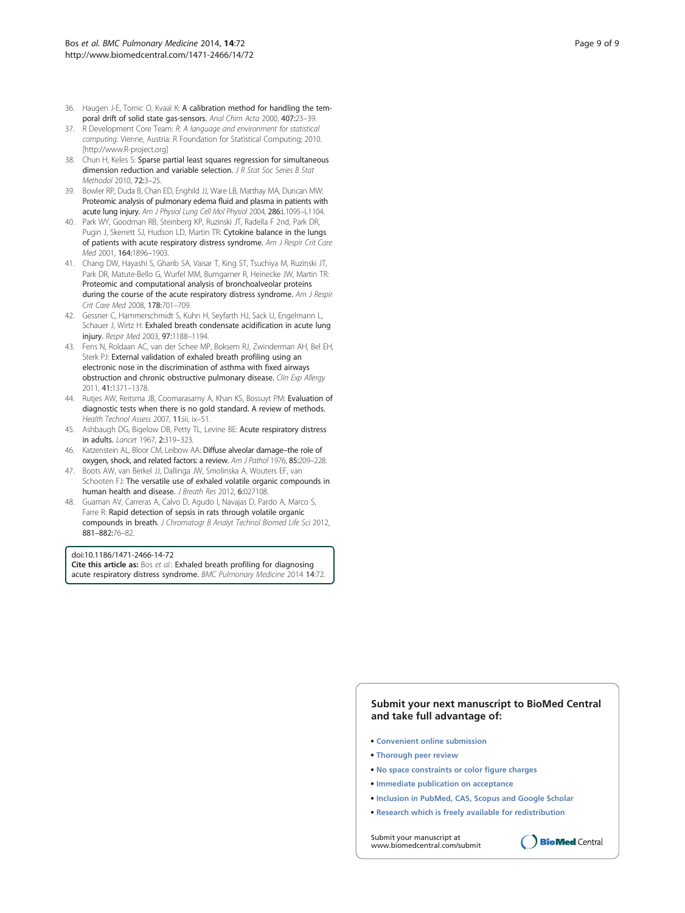36. Haugen J-E, Tomic O, Kvaal K: A calibration method for handling the temporal drift of solid state gas-sensors. *Anal Chim Acta* 2000, **407**:23–39.
37. R Development Core Team: *R: A language and environment for statistical computing.* Vienna, Austria: R Foundation for Statistical Computing; 2010. [http://www.R-project.org]
38. Chun H, Keles S: Sparse partial least squares regression for simultaneous dimension reduction and variable selection. *J R Stat Soc Series B Stat Methodol* 2010, **72**:3–25.
39. Bowler RP, Duda B, Chan ED, Enghild JJ, Ware LB, Matthay MA, Duncan MW: Proteomic analysis of pulmonary edema fluid and plasma in patients with acute lung injury. *Am J Physiol Lung Cell Mol Physiol* 2004, **286**:L1095–L1104.
40. Park WY, Goodman RB, Steinberg KP, Ruzinski JT, Radella F 2nd, Park DR, Pugin J, Skerrett SJ, Hudson LD, Martin TR: Cytokine balance in the lungs of patients with acute respiratory distress syndrome. *Am J Respir Crit Care Med* 2001, **164**:1896–1903.
41. Chang DW, Hayashi S, Gharib SA, Vaisar T, King ST, Tsuchiya M, Ruzinski JT, Park DR, Matute-Bello G, Wurfel MM, Bumgarner R, Heinecke JW, Martin TR: Proteomic and computational analysis of bronchoalveolar proteins during the course of the acute respiratory distress syndrome. *Am J Respir Crit Care Med* 2008, **178**:701–709.
42. Gessner C, Hammerschmidt S, Kuhn H, Seyfarth HJ, Sack U, Engelmann L, Schauer J, Wirtz H: Exhaled breath condensate acidification in acute lung injury. *Respir Med* 2003, **97**:1188–1194.
43. Fens N, Roldaan AC, van der Schee MP, Boksem RJ, Zwinderman AH, Bel EH, Sterk PJ: External validation of exhaled breath profiling using an electronic nose in the discrimination of asthma with fixed airways obstruction and chronic obstructive pulmonary disease. *Clin Exp Allergy* 2011, **41**:1371–1378.
44. Rutjes AW, Reitsma JB, Coomarasamy A, Khan KS, Bossuyt PM: Evaluation of diagnostic tests when there is no gold standard. A review of methods. *Health Technol Assess* 2007, **11**:iii, ix–51.
45. Ashbaugh DG, Bigelow DB, Petty TL, Levine BE: Acute respiratory distress in adults. *Lancet* 1967, **2**:319–323.
46. Katzenstein AL, Bloor CM, Leibow AA: Diffuse alveolar damage–the role of oxygen, shock, and related factors: a review. *Am J Pathol* 1976, **85**:209–228.
47. Boots AW, van Berkel JJ, Dallinga JW, Smolinska A, Wouters EF, van Schooten FJ: The versatile use of exhaled volatile organic compounds in human health and disease. *J Breath Res* 2012, **6**:027108.
48. Guaman AV, Carreras A, Calvo D, Agudo I, Navajas D, Pardo A, Marco S, Farre R: Rapid detection of sepsis in rats through volatile organic compounds in breath. *J Chromatogr B Analyt Technol Biomed Life Sci* 2012, **881–882**:76–82.

doi:10.1186/1471-2466-14-72

**Cite this article as:** Bos *et al.*: Exhaled breath profiling for diagnosing acute respiratory distress syndrome. *BMC Pulmonary Medicine* 2014 **14**:72.

**Submit your next manuscript to BioMed Central and take full advantage of:**

- **Convenient online submission**
- **Thorough peer review**
- **No space constraints or color figure charges**
- **Immediate publication on acceptance**
- **Inclusion in PubMed, CAS, Scopus and Google Scholar**
- **Research which is freely available for redistribution**

Submit your manuscript at
www.biomedcentral.com/submit

BioMed Central